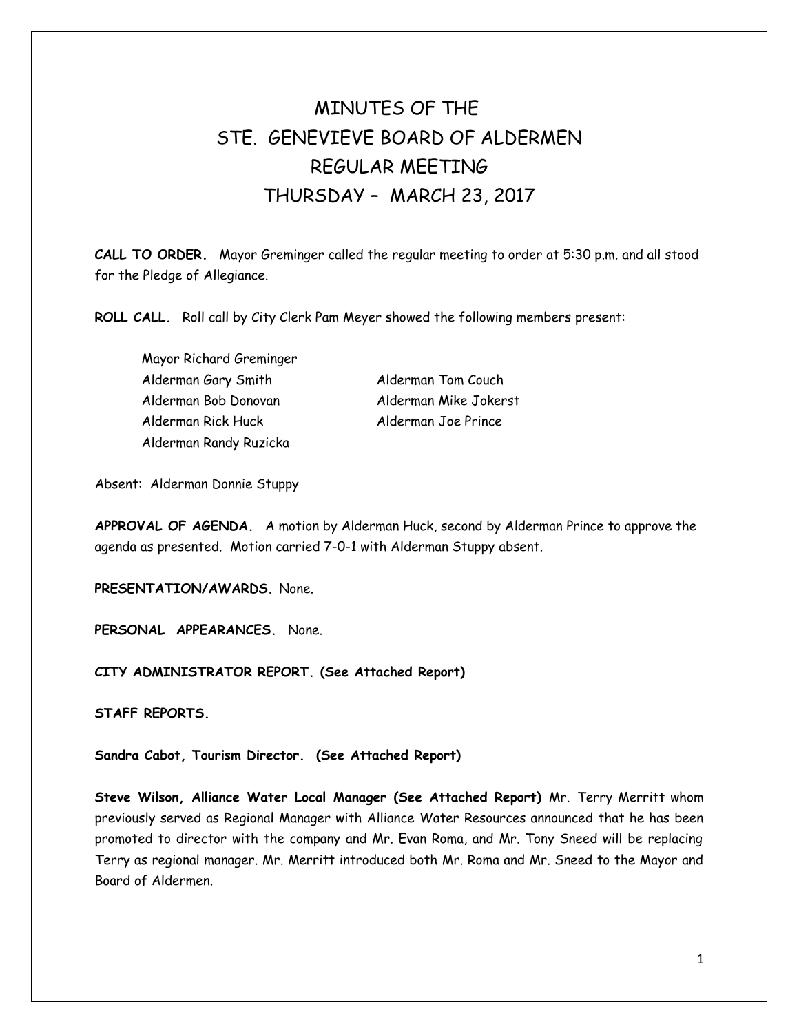# MINUTES OF THE
# STE. GENEVIEVE BOARD OF ALDERMEN
# REGULAR MEETING
# THURSDAY – MARCH 23, 2017

**CALL TO ORDER.** Mayor Greminger called the regular meeting to order at 5:30 p.m. and all stood for the Pledge of Allegiance.

**ROLL CALL.** Roll call by City Clerk Pam Meyer showed the following members present:

Mayor Richard Greminger
Alderman Gary Smith
Alderman Bob Donovan
Alderman Rick Huck
Alderman Randy Ruzicka
Alderman Tom Couch
Alderman Mike Jokerst
Alderman Joe Prince

Absent: Alderman Donnie Stuppy

**APPROVAL OF AGENDA.** A motion by Alderman Huck, second by Alderman Prince to approve the agenda as presented. Motion carried 7-0-1 with Alderman Stuppy absent.

**PRESENTATION/AWARDS.** None.

**PERSONAL APPEARANCES.** None.

**CITY ADMINISTRATOR REPORT. (See Attached Report)**

**STAFF REPORTS.**

**Sandra Cabot, Tourism Director. (See Attached Report)**

**Steve Wilson, Alliance Water Local Manager (See Attached Report)** Mr. Terry Merritt whom previously served as Regional Manager with Alliance Water Resources announced that he has been promoted to director with the company and Mr. Evan Roma, and Mr. Tony Sneed will be replacing Terry as regional manager. Mr. Merritt introduced both Mr. Roma and Mr. Sneed to the Mayor and Board of Aldermen.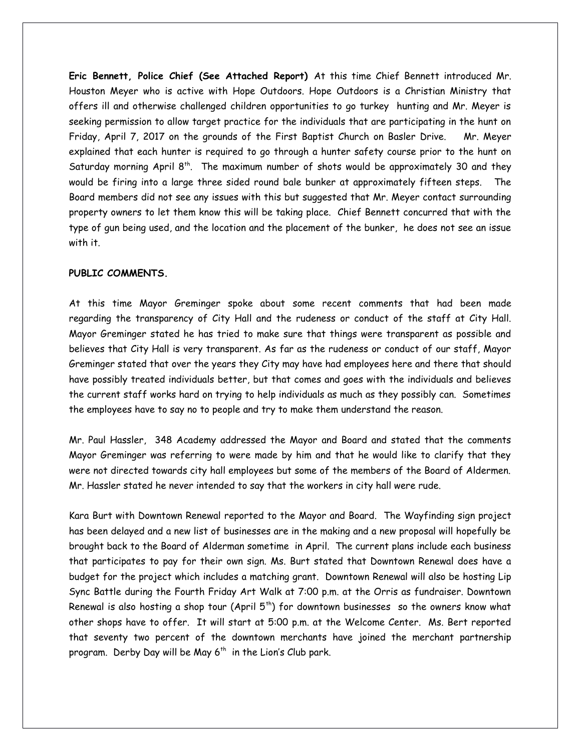**Eric Bennett, Police Chief (See Attached Report)** At this time Chief Bennett introduced Mr. Houston Meyer who is active with Hope Outdoors. Hope Outdoors is a Christian Ministry that offers ill and otherwise challenged children opportunities to go turkey hunting and Mr. Meyer is seeking permission to allow target practice for the individuals that are participating in the hunt on Friday, April 7, 2017 on the grounds of the First Baptist Church on Basler Drive. Mr. Meyer explained that each hunter is required to go through a hunter safety course prior to the hunt on Saturday morning April 8th. The maximum number of shots would be approximately 30 and they would be firing into a large three sided round bale bunker at approximately fifteen steps. The Board members did not see any issues with this but suggested that Mr. Meyer contact surrounding property owners to let them know this will be taking place. Chief Bennett concurred that with the type of gun being used, and the location and the placement of the bunker, he does not see an issue with it.

**PUBLIC COMMENTS.**

At this time Mayor Greminger spoke about some recent comments that had been made regarding the transparency of City Hall and the rudeness or conduct of the staff at City Hall. Mayor Greminger stated he has tried to make sure that things were transparent as possible and believes that City Hall is very transparent. As far as the rudeness or conduct of our staff, Mayor Greminger stated that over the years they City may have had employees here and there that should have possibly treated individuals better, but that comes and goes with the individuals and believes the current staff works hard on trying to help individuals as much as they possibly can. Sometimes the employees have to say no to people and try to make them understand the reason.

Mr. Paul Hassler, 348 Academy addressed the Mayor and Board and stated that the comments Mayor Greminger was referring to were made by him and that he would like to clarify that they were not directed towards city hall employees but some of the members of the Board of Aldermen. Mr. Hassler stated he never intended to say that the workers in city hall were rude.

Kara Burt with Downtown Renewal reported to the Mayor and Board. The Wayfinding sign project has been delayed and a new list of businesses are in the making and a new proposal will hopefully be brought back to the Board of Alderman sometime in April. The current plans include each business that participates to pay for their own sign. Ms. Burt stated that Downtown Renewal does have a budget for the project which includes a matching grant. Downtown Renewal will also be hosting Lip Sync Battle during the Fourth Friday Art Walk at 7:00 p.m. at the Orris as fundraiser. Downtown Renewal is also hosting a shop tour (April 5th) for downtown businesses so the owners know what other shops have to offer. It will start at 5:00 p.m. at the Welcome Center. Ms. Bert reported that seventy two percent of the downtown merchants have joined the merchant partnership program. Derby Day will be May 6th in the Lion's Club park.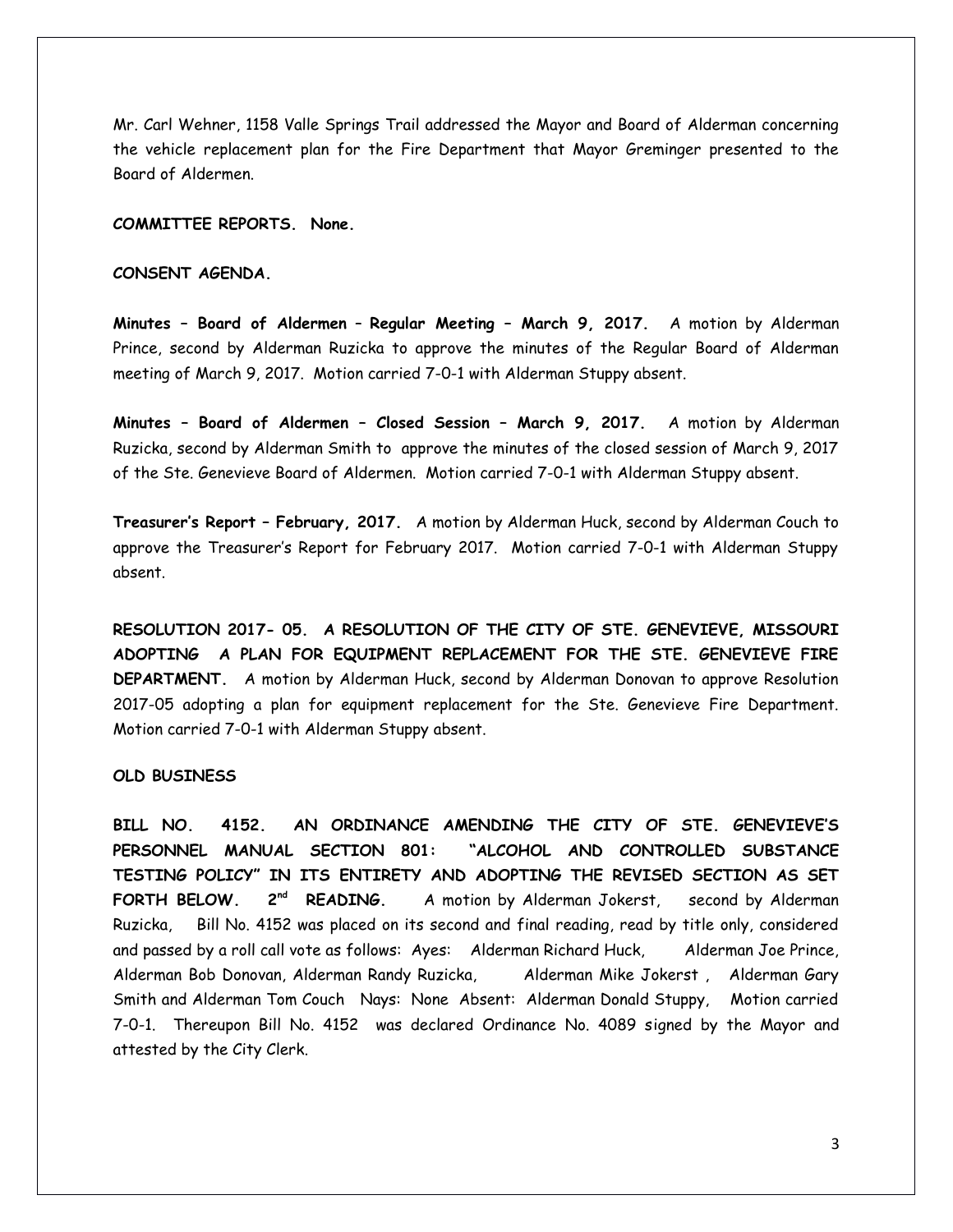Mr. Carl Wehner, 1158 Valle Springs Trail addressed the Mayor and Board of Alderman concerning the vehicle replacement plan for the Fire Department that Mayor Greminger presented to the Board of Aldermen.

**COMMITTEE REPORTS. None.**

**CONSENT AGENDA.**

**Minutes – Board of Aldermen – Regular Meeting – March 9, 2017.** A motion by Alderman Prince, second by Alderman Ruzicka to approve the minutes of the Regular Board of Alderman meeting of March 9, 2017. Motion carried 7-0-1 with Alderman Stuppy absent.

**Minutes – Board of Aldermen – Closed Session – March 9, 2017.** A motion by Alderman Ruzicka, second by Alderman Smith to approve the minutes of the closed session of March 9, 2017 of the Ste. Genevieve Board of Aldermen. Motion carried 7-0-1 with Alderman Stuppy absent.

**Treasurer's Report – February, 2017.** A motion by Alderman Huck, second by Alderman Couch to approve the Treasurer's Report for February 2017. Motion carried 7-0-1 with Alderman Stuppy absent.

**RESOLUTION 2017- 05. A RESOLUTION OF THE CITY OF STE. GENEVIEVE, MISSOURI ADOPTING A PLAN FOR EQUIPMENT REPLACEMENT FOR THE STE. GENEVIEVE FIRE DEPARTMENT.** A motion by Alderman Huck, second by Alderman Donovan to approve Resolution 2017-05 adopting a plan for equipment replacement for the Ste. Genevieve Fire Department. Motion carried 7-0-1 with Alderman Stuppy absent.

**OLD BUSINESS**

**BILL NO. 4152. AN ORDINANCE AMENDING THE CITY OF STE. GENEVIEVE'S PERSONNEL MANUAL SECTION 801: "ALCOHOL AND CONTROLLED SUBSTANCE TESTING POLICY" IN ITS ENTIRETY AND ADOPTING THE REVISED SECTION AS SET FORTH BELOW. 2nd READING.** A motion by Alderman Jokerst, second by Alderman Ruzicka, Bill No. 4152 was placed on its second and final reading, read by title only, considered and passed by a roll call vote as follows: Ayes: Alderman Richard Huck, Alderman Joe Prince, Alderman Bob Donovan, Alderman Randy Ruzicka, Alderman Mike Jokerst , Alderman Gary Smith and Alderman Tom Couch Nays: None Absent: Alderman Donald Stuppy, Motion carried 7-0-1. Thereupon Bill No. 4152 was declared Ordinance No. 4089 signed by the Mayor and attested by the City Clerk.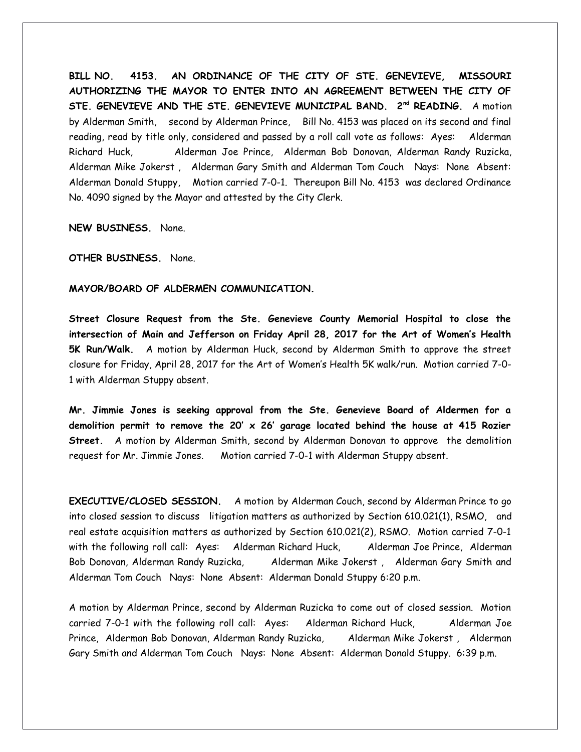**BILL NO. 4153. AN ORDINANCE OF THE CITY OF STE. GENEVIEVE, MISSOURI AUTHORIZING THE MAYOR TO ENTER INTO AN AGREEMENT BETWEEN THE CITY OF STE. GENEVIEVE AND THE STE. GENEVIEVE MUNICIPAL BAND. 2nd READING.** A motion by Alderman Smith, second by Alderman Prince, Bill No. 4153 was placed on its second and final reading, read by title only, considered and passed by a roll call vote as follows: Ayes: Alderman Richard Huck, Alderman Joe Prince, Alderman Bob Donovan, Alderman Randy Ruzicka, Alderman Mike Jokerst , Alderman Gary Smith and Alderman Tom Couch Nays: None Absent: Alderman Donald Stuppy, Motion carried 7-0-1. Thereupon Bill No. 4153 was declared Ordinance No. 4090 signed by the Mayor and attested by the City Clerk.

**NEW BUSINESS.** None.

**OTHER BUSINESS.** None.

**MAYOR/BOARD OF ALDERMEN COMMUNICATION.**

**Street Closure Request from the Ste. Genevieve County Memorial Hospital to close the intersection of Main and Jefferson on Friday April 28, 2017 for the Art of Women's Health 5K Run/Walk.** A motion by Alderman Huck, second by Alderman Smith to approve the street closure for Friday, April 28, 2017 for the Art of Women's Health 5K walk/run. Motion carried 7-0-1 with Alderman Stuppy absent.

**Mr. Jimmie Jones is seeking approval from the Ste. Genevieve Board of Aldermen for a demolition permit to remove the 20' x 26' garage located behind the house at 415 Rozier Street.** A motion by Alderman Smith, second by Alderman Donovan to approve the demolition request for Mr. Jimmie Jones. Motion carried 7-0-1 with Alderman Stuppy absent.

**EXECUTIVE/CLOSED SESSION.** A motion by Alderman Couch, second by Alderman Prince to go into closed session to discuss litigation matters as authorized by Section 610.021(1), RSMO, and real estate acquisition matters as authorized by Section 610.021(2), RSMO. Motion carried 7-0-1 with the following roll call: Ayes: Alderman Richard Huck, Alderman Joe Prince, Alderman Bob Donovan, Alderman Randy Ruzicka, Alderman Mike Jokerst , Alderman Gary Smith and Alderman Tom Couch Nays: None Absent: Alderman Donald Stuppy 6:20 p.m.

A motion by Alderman Prince, second by Alderman Ruzicka to come out of closed session. Motion carried 7-0-1 with the following roll call: Ayes: Alderman Richard Huck, Alderman Joe Prince, Alderman Bob Donovan, Alderman Randy Ruzicka, Alderman Mike Jokerst , Alderman Gary Smith and Alderman Tom Couch Nays: None Absent: Alderman Donald Stuppy. 6:39 p.m.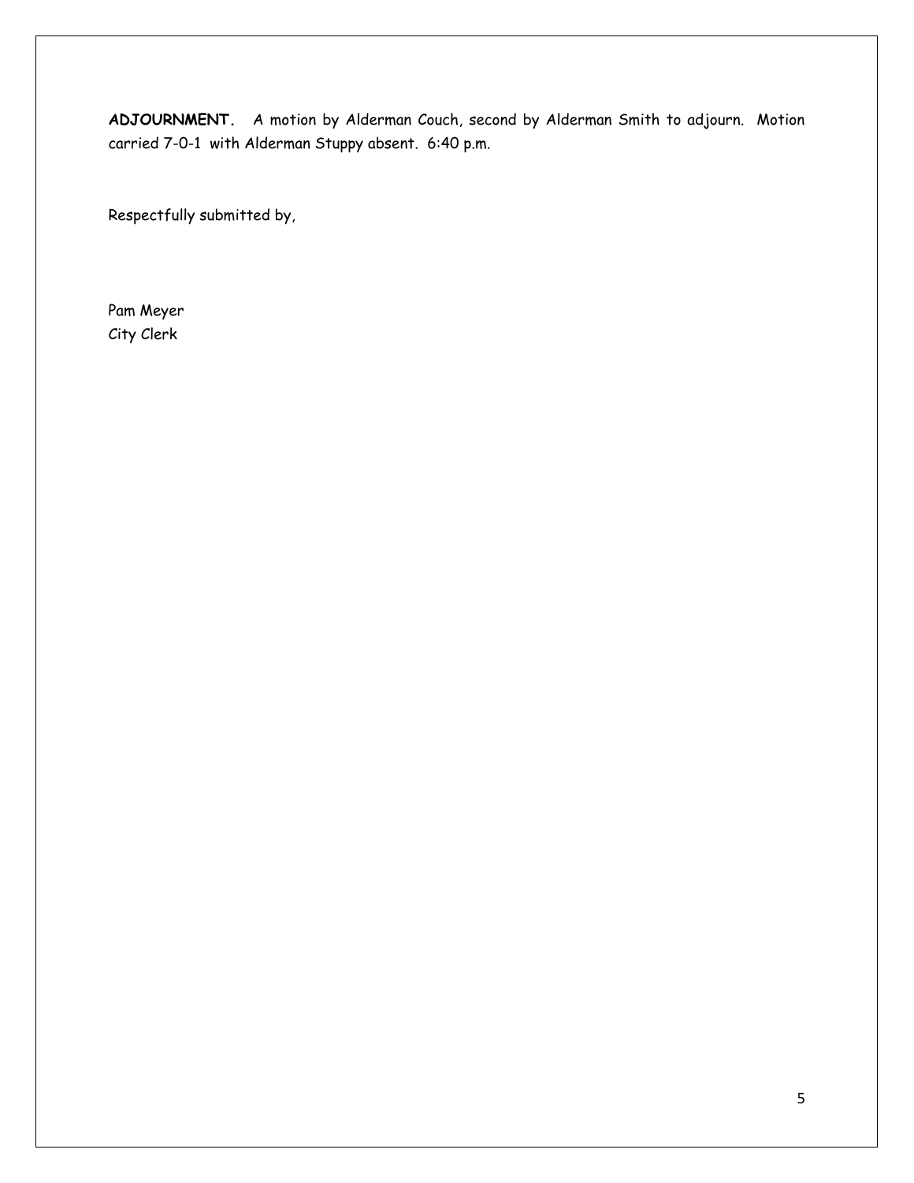**ADJOURNMENT.** A motion by Alderman Couch, second by Alderman Smith to adjourn. Motion carried 7-0-1 with Alderman Stuppy absent. 6:40 p.m.

Respectfully submitted by,

Pam Meyer
City Clerk